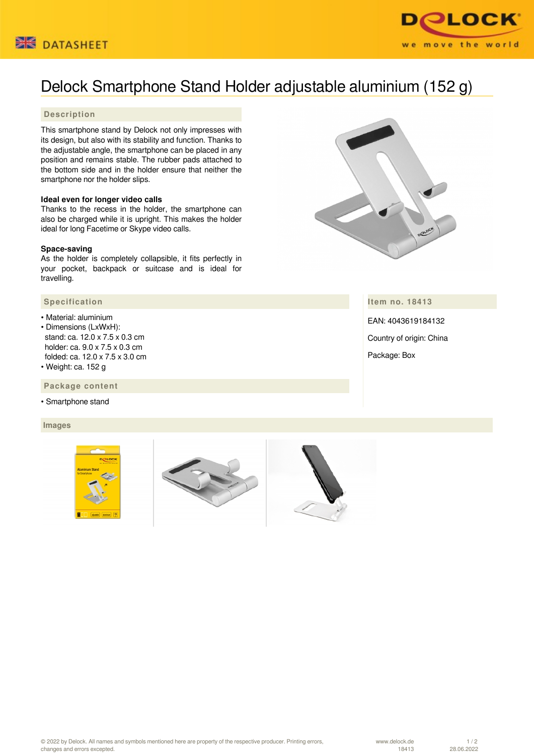# Delock Smartphone Stand Holder adjustable aluminium (152 g)

## Description

This smartphone stand by Delock not only impresses with its design, but also with its stability and function. Thanks to the adjustable angle, the smartphone can be placed in any position and remains stable. The rubber pads attached to the bottom side and in the holder ensure that neither the smartphone nor the holder slips.

**Ideal even for longer video calls**
Thanks to the recess in the holder, the smartphone can also be charged while it is upright. This makes the holder ideal for long Facetime or Skype video calls.

**Space-saving**
As the holder is completely collapsible, it fits perfectly in your pocket, backpack or suitcase and is ideal for travelling.

## Specification

- Material: aluminium
- Dimensions (LxWxH):
  stand: ca. 12.0 x 7.5 x 0.3 cm
  holder: ca. 9.0 x 7.5 x 0.3 cm
  folded: ca. 12.0 x 7.5 x 3.0 cm
- Weight: ca. 152 g

## Package content

- Smartphone stand

## Item no. 18413

EAN: 4043619184132

Country of origin: China

Package: Box

## Images

© 2022 by Delock. All names and symbols mentioned here are property of the respective producer. Printing errors, changes and errors excepted.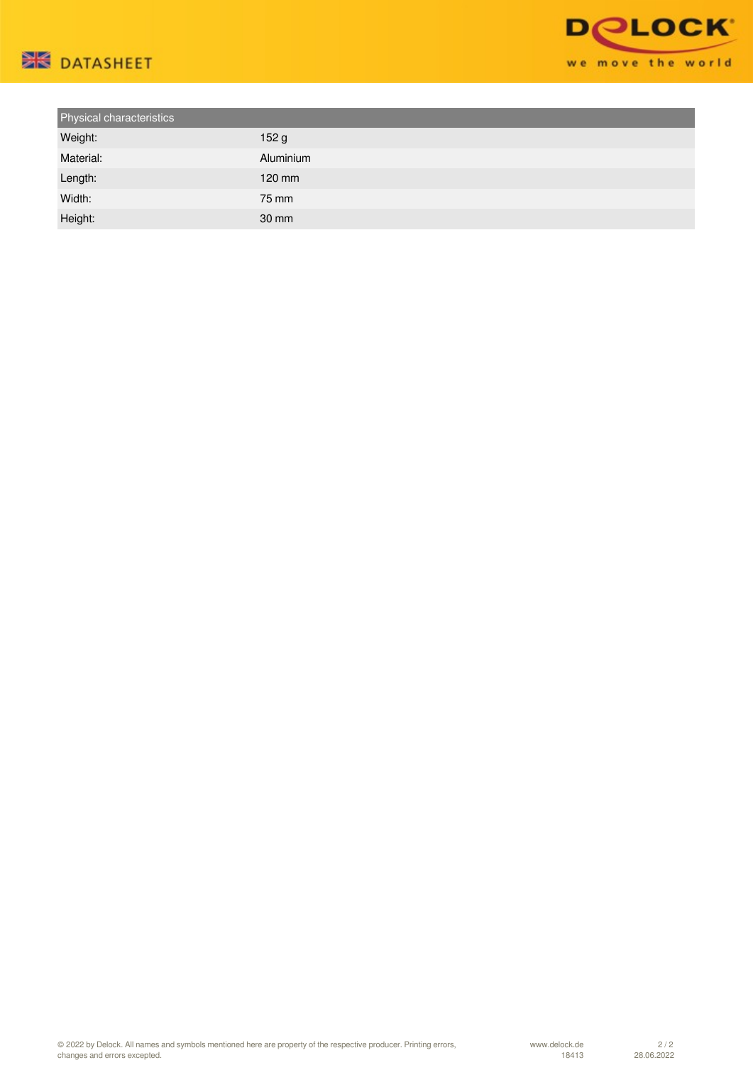| Physical characteristics | |
|---|---|
| Weight: | 152 g |
| Material: | Aluminium |
| Length: | 120 mm |
| Width: | 75 mm |
| Height: | 30 mm |